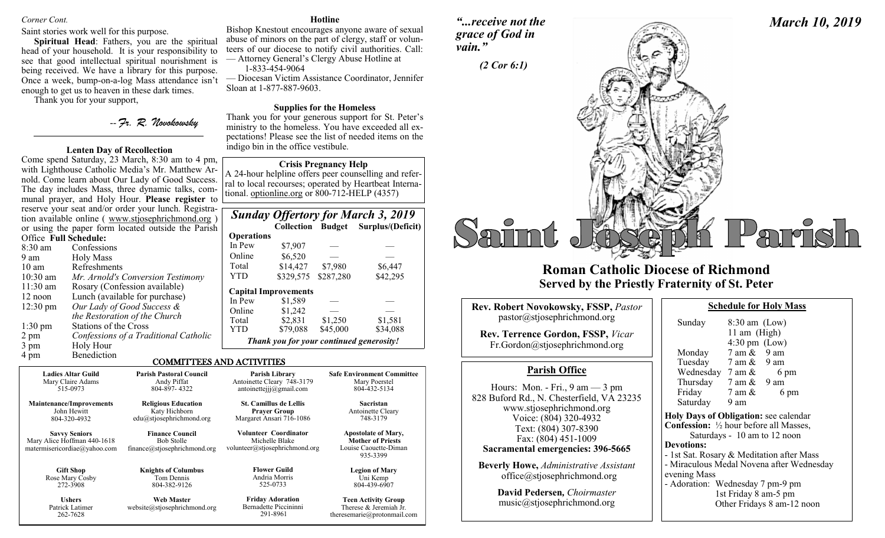*Corner Cont.*

Saint stories work well for this purpose.

**Spiritual Head**: Fathers, you are the spiritual head of your household. It is your responsibility to see that good intellectual spiritual nourishment is being received. We have a library for this purpose. Once a week, bump-on-a-log Mass attendance isn't enough to get us to heaven in these dark times.

Thank you for your support,

*--Fr. R. Novokowsky*

### Lenten Day of Recollection

Come spend Saturday, 23 March, 8:30 am to 4 pm, with Lighthouse Catholic Media's Mr. Matthew Arnold. Come learn about Our Lady of Good Success. The day includes Mass, three dynamic talks, communal prayer, and Holy Hour. **Please register** to reserve your seat and/or order your lunch. Registration available online ( www.stjosephrichmond.org ) or using the paper form located outside the Parish Office **Full Schedule:**

| | |
|---|---|
| 8:30 am | Confessions |
| 9 am | Holy Mass |
| 10 am | Refreshments |
| 10:30 am | *Mr. Arnold's Conversion Testimony* |
| 11:30 am | Rosary (Confession available) |
| 12 noon | Lunch (available for purchase) |
| 12:30 pm | *Our Lady of Good Success & the Restoration of the Church* |
| 1:30 pm | Stations of the Cross |
| 2 pm | *Confessions of a Traditional Catholic* |
| 3 pm | Holy Hour |
| 4 pm | Benediction |

### Hotline

Bishop Knestout encourages anyone aware of sexual abuse of minors on the part of clergy, staff or volunteers of our diocese to notify civil authorities. Call:
— Attorney General's Clergy Abuse Hotline at 1-833-454-9064
— Diocesan Victim Assistance Coordinator, Jennifer Sloan at 1-877-887-9603.

### Supplies for the Homeless

Thank you for your generous support for St. Peter's ministry to the homeless. You have exceeded all expectations! Please see the list of needed items on the indigo bin in the office vestibule.

### Crisis Pregnancy Help

A 24-hour helpline offers peer counselling and referral to local recourses; operated by Heartbeat International. optionline.org or 800-712-HELP (4357)

### *Sunday Offertory for March 3, 2019*

| | Collection | Budget | Surplus/(Deficit) |
|---|---|---|---|
| **Operations** | | | |
| In Pew | $7,907 | — | — |
| Online | $6,520 | — | — |
| Total | $14,427 | $7,980 | $6,447 |
| YTD | $329,575 | $287,280 | $42,295 |
| **Capital Improvements** | | | |
| In Pew | $1,589 | — | — |
| Online | $1,242 | — | — |
| Total | $2,831 | $1,250 | $1,581 |
| YTD | $79,088 | $45,000 | $34,088 |

***Thank you for your continued generosity!***

## COMMITTEES AND ACTIVITIES

| | | | |
|---|---|---|---|
| **Ladies Altar Guild**<br>Mary Claire Adams<br>515-0973 | **Parish Pastoral Council**<br>Andy Piffat<br>804-897- 4322 | **Parish Library**<br>Antoinette Cleary 748-3179<br>antoinettejjj@gmail.com | **Safe Environment Committee**<br>Mary Poerstel<br>804-432-5134 |
| **Maintenance/Improvements**<br>John Hewitt<br>804-320-4932 | **Religious Education**<br>Katy Hichborn<br>edu@stjosephrichmond.org | **St. Camillus de Lellis Prayer Group**<br>Margaret Ansari 716-1086 | **Sacristan**<br>Antoinette Cleary<br>748-3179 |
| **Savvy Seniors**<br>Mary Alice Hoffman 440-1618<br>matermisericordiae@yahoo.com | **Finance Council**<br>Bob Stolle<br>finance@stjosephrichmond.org | **Volunteer Coordinator**<br>Michelle Blake<br>volunteer@stjosephrichmond.org | **Apostolate of Mary, Mother of Priests**<br>Louise Caouette-Diman<br>935-3399 |
| **Gift Shop**<br>Rose Mary Cosby<br>272-3908 | **Knights of Columbus**<br>Tom Dennis<br>804-382-9126 | **Flower Guild**<br>Andria Morris<br>525-0733 | **Legion of Mary**<br>Uni Kemp<br>804-439-6907 |
| **Ushers**<br>Patrick Latimer<br>262-7628 | **Web Master**<br>website@stjosephrichmond.org | **Friday Adoration**<br>Bernadette Piccininni<br>291-8961 | **Teen Activity Group**<br>Therese & Jeremiah Jr.<br>theresemarie@protonmail.com |

*"...receive not the grace of God in vain."*

*(2 Cor 6:1)*

*March 10, 2019*

# Saint Joseph Parish

## Roman Catholic Diocese of Richmond
## Served by the Priestly Fraternity of St. Peter

**Rev. Robert Novokowsky, FSSP,** *Pastor*
pastor@stjosephrichmond.org

**Rev. Terrence Gordon, FSSP,** *Vicar*
Fr.Gordon@stjosephrichmond.org

### Parish Office

Hours: Mon. - Fri., 9 am — 3 pm
828 Buford Rd., N. Chesterfield, VA 23235
www.stjosephrichmond.org
Voice: (804) 320-4932
Text: (804) 307-8390
Fax: (804) 451-1009
**Sacramental emergencies: 396-5665**

**Beverly Howe,** *Administrative Assistant*
office@stjosephrichmond.org

**David Pedersen,** *Choirmaster*
music@stjosephrichmond.org

### Schedule for Holy Mass

| | |
|---|---|
| Sunday | 8:30 am (Low)<br>11 am (High)<br>4:30 pm (Low) |
| Monday | 7 am & 9 am |
| Tuesday | 7 am & 9 am |
| Wednesday | 7 am & 6 pm |
| Thursday | 7 am & 9 am |
| Friday | 7 am & 6 pm |
| Saturday | 9 am |

**Holy Days of Obligation:** see calendar
**Confession:** ½ hour before all Masses, Saturdays - 10 am to 12 noon
**Devotions:**
- 1st Sat. Rosary & Meditation after Mass
- Miraculous Medal Novena after Wednesday evening Mass
- Adoration: Wednesday 7 pm-9 pm
  1st Friday 8 am-5 pm
  Other Fridays 8 am-12 noon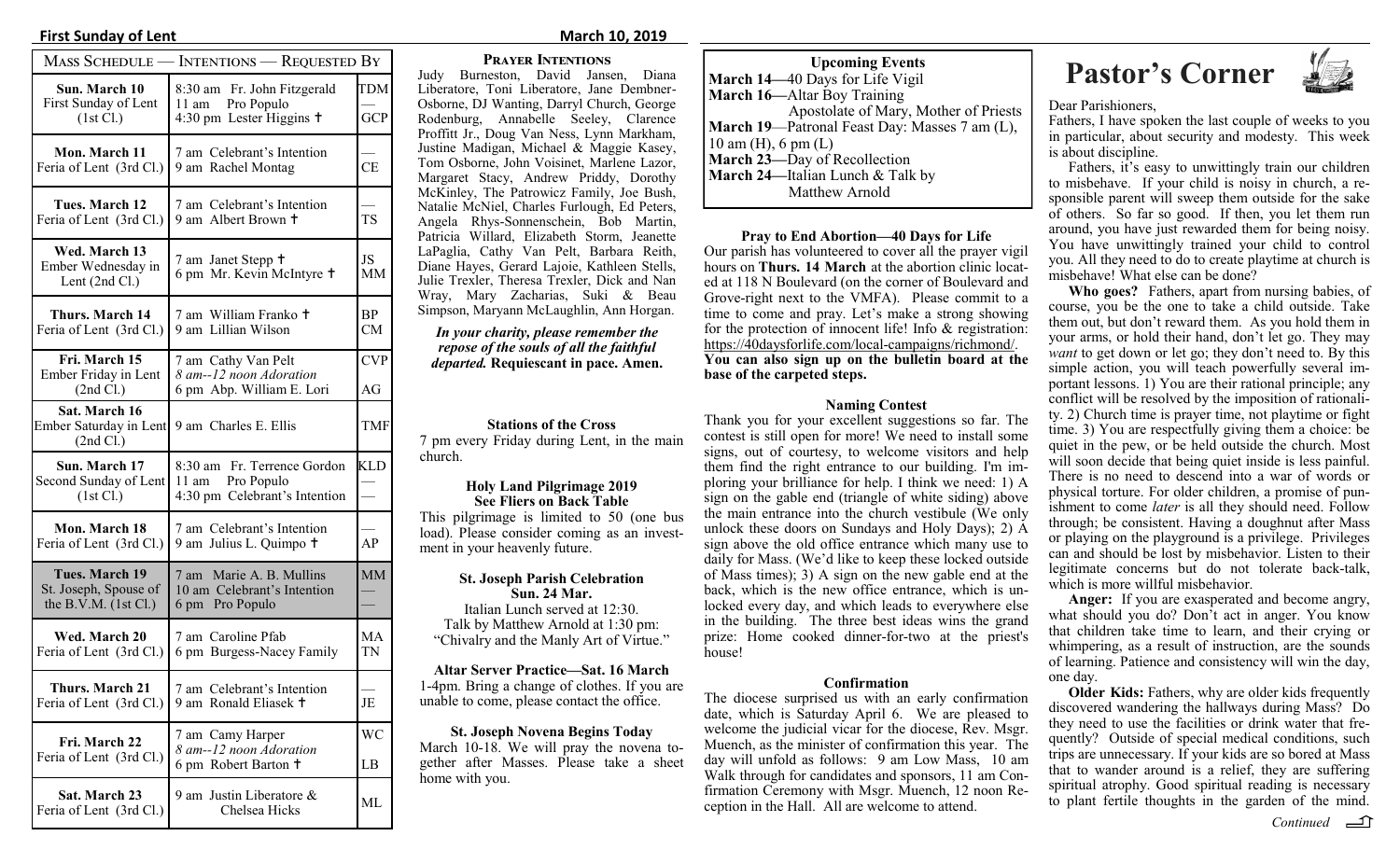**First Sunday of Lent** **March 10, 2019**

| Mass Schedule — Intentions — Requested By | | |
|---|---|---|
| Sun. March 10 First Sunday of Lent (1st Cl.) | 8:30 am Fr. John Fitzgerald<br>11 am Pro Populo<br>4:30 pm Lester Higgins † | TDM<br>—<br>GCP |
| Mon. March 11 Feria of Lent (3rd Cl.) | 7 am Celebrant's Intention<br>9 am Rachel Montag | —<br>CE |
| Tues. March 12 Feria of Lent (3rd Cl.) | 7 am Celebrant's Intention<br>9 am Albert Brown † | —<br>TS |
| Wed. March 13 Ember Wednesday in Lent (2nd Cl.) | 7 am Janet Stepp †<br>6 pm Mr. Kevin McIntyre † | JS<br>MM |
| Thurs. March 14 Feria of Lent (3rd Cl.) | 7 am William Franko †<br>9 am Lillian Wilson | BP<br>CM |
| Fri. March 15 Ember Friday in Lent (2nd Cl.) | 7 am Cathy Van Pelt<br>*8 am--12 noon Adoration*<br>6 pm Abp. William E. Lori | CVP<br><br>AG |
| Sat. March 16 Ember Saturday in Lent (2nd Cl.) | 9 am Charles E. Ellis | TMF |
| Sun. March 17 Second Sunday of Lent (1st Cl.) | 8:30 am Fr. Terrence Gordon<br>11 am Pro Populo<br>4:30 pm Celebrant's Intention | KLD<br>—<br>— |
| Mon. March 18 Feria of Lent (3rd Cl.) | 7 am Celebrant's Intention<br>9 am Julius L. Quimpo † | —<br>AP |
| Tues. March 19 St. Joseph, Spouse of the B.V.M. (1st Cl.) | 7 am Marie A. B. Mullins<br>10 am Celebrant's Intention<br>6 pm Pro Populo | MM<br>—<br>— |
| Wed. March 20 Feria of Lent (3rd Cl.) | 7 am Caroline Pfab<br>6 pm Burgess-Nacey Family | MA<br>TN |
| Thurs. March 21 Feria of Lent (3rd Cl.) | 7 am Celebrant's Intention<br>9 am Ronald Eliasek † | —<br>JE |
| Fri. March 22 Feria of Lent (3rd Cl.) | 7 am Camy Harper<br>*8 am--12 noon Adoration*<br>6 pm Robert Barton † | WC<br><br>LB |
| Sat. March 23 Feria of Lent (3rd Cl.) | 9 am Justin Liberatore & Chelsea Hicks | ML |

### Prayer Intentions

Judy Burneston, David Jansen, Diana Liberatore, Toni Liberatore, Jane Dembner-Osborne, DJ Wanting, Darryl Church, George Rodenburg, Annabelle Seeley, Clarence Proffitt Jr., Doug Van Ness, Lynn Markham, Justine Madigan, Michael & Maggie Kasey, Tom Osborne, John Voisinet, Marlene Lazor, Margaret Stacy, Andrew Priddy, Dorothy McKinley, The Patrowicz Family, Joe Bush, Natalie McNiel, Charles Furlough, Ed Peters, Angela Rhys-Sonnenschein, Bob Martin, Patricia Willard, Elizabeth Storm, Jeanette LaPaglia, Cathy Van Pelt, Barbara Reith, Diane Hayes, Gerard Lajoie, Kathleen Stells, Julie Trexler, Theresa Trexler, Dick and Nan Wray, Mary Zacharias, Suki & Beau Simpson, Maryann McLaughlin, Ann Horgan.

***In your charity, please remember the repose of the souls of all the faithful departed.* Requiescant in pace. Amen.**

### Stations of the Cross

7 pm every Friday during Lent, in the main church.

### Holy Land Pilgrimage 2019
**See Fliers on Back Table**

This pilgrimage is limited to 50 (one bus load). Please consider coming as an investment in your heavenly future.

### St. Joseph Parish Celebration
**Sun. 24 Mar.**

Italian Lunch served at 12:30.
Talk by Matthew Arnold at 1:30 pm:
"Chivalry and the Manly Art of Virtue."

### Altar Server Practice—Sat. 16 March

1-4pm. Bring a change of clothes. If you are unable to come, please contact the office.

### St. Joseph Novena Begins Today

March 10-18. We will pray the novena together after Masses. Please take a sheet home with you.

### Upcoming Events

**March 14**—40 Days for Life Vigil
**March 16**—Altar Boy Training
Apostolate of Mary, Mother of Priests
**March 19**—Patronal Feast Day: Masses 7 am (L), 10 am (H), 6 pm (L)
**March 23**—Day of Recollection
**March 24**—Italian Lunch & Talk by Matthew Arnold

### Pray to End Abortion—40 Days for Life

Our parish has volunteered to cover all the prayer vigil hours on **Thurs. 14 March** at the abortion clinic located at 118 N Boulevard (on the corner of Boulevard and Grove-right next to the VMFA). Please commit to a time to come and pray. Let's make a strong showing for the protection of innocent life! Info & registration: https://40daysforlife.com/local-campaigns/richmond/. **You can also sign up on the bulletin board at the base of the carpeted steps.**

### Naming Contest

Thank you for your excellent suggestions so far. The contest is still open for more! We need to install some signs, out of courtesy, to welcome visitors and help them find the right entrance to our building. I'm imploring your brilliance for help. I think we need: 1) A sign on the gable end (triangle of white siding) above the main entrance into the church vestibule (We only unlock these doors on Sundays and Holy Days); 2) A sign above the old office entrance which many use to daily for Mass. (We'd like to keep these locked outside of Mass times); 3) A sign on the new gable end at the back, which is the new office entrance, which is unlocked every day, and which leads to everywhere else in the building. The three best ideas wins the grand prize: Home cooked dinner-for-two at the priest's house!

### Confirmation

The diocese surprised us with an early confirmation date, which is Saturday April 6. We are pleased to welcome the judicial vicar for the diocese, Rev. Msgr. Muench, as the minister of confirmation this year. The day will unfold as follows: 9 am Low Mass, 10 am Walk through for candidates and sponsors, 11 am Confirmation Ceremony with Msgr. Muench, 12 noon Reception in the Hall. All are welcome to attend.

# Pastor's Corner

Dear Parishioners,

Fathers, I have spoken the last couple of weeks to you in particular, about security and modesty. This week is about discipline.

Fathers, it's easy to unwittingly train our children to misbehave. If your child is noisy in church, a responsible parent will sweep them outside for the sake of others. So far so good. If then, you let them run around, you have just rewarded them for being noisy. You have unwittingly trained your child to control you. All they need to do to create playtime at church is misbehave! What else can be done?

**Who goes?** Fathers, apart from nursing babies, of course, you be the one to take a child outside. Take them out, but don't reward them. As you hold them in your arms, or hold their hand, don't let go. They may *want* to get down or let go; they don't need to. By this simple action, you will teach powerfully several important lessons. 1) You are their rational principle; any conflict will be resolved by the imposition of rationality. 2) Church time is prayer time, not playtime or fight time. 3) You are respectfully giving them a choice: be quiet in the pew, or be held outside the church. Most will soon decide that being quiet inside is less painful. There is no need to descend into a war of words or physical torture. For older children, a promise of punishment to come *later* is all they should need. Follow through; be consistent. Having a doughnut after Mass or playing on the playground is a privilege. Privileges can and should be lost by misbehavior. Listen to their legitimate concerns but do not tolerate back-talk, which is more willful misbehavior.

**Anger:** If you are exasperated and become angry, what should you do? Don't act in anger. You know that children take time to learn, and their crying or whimpering, as a result of instruction, are the sounds of learning. Patience and consistency will win the day, one day.

**Older Kids:** Fathers, why are older kids frequently discovered wandering the hallways during Mass? Do they need to use the facilities or drink water that frequently? Outside of special medical conditions, such trips are unnecessary. If your kids are so bored at Mass that to wander around is a relief, they are suffering spiritual atrophy. Good spiritual reading is necessary to plant fertile thoughts in the garden of the mind.

*Continued*